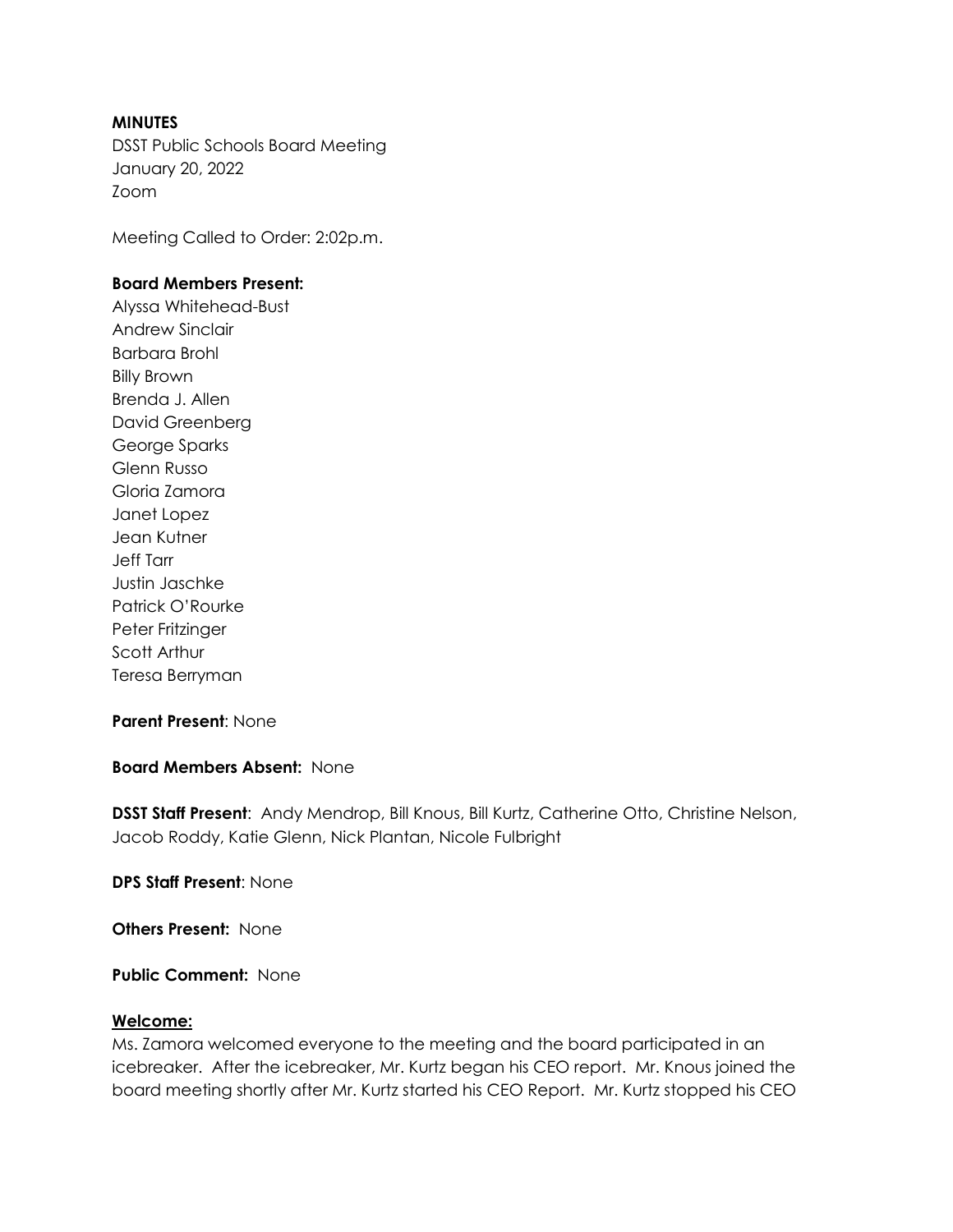**MINUTES**

DSST Public Schools Board Meeting
January 20, 2022
Zoom

Meeting Called to Order: 2:02p.m.

**Board Members Present:**

Alyssa Whitehead-Bust
Andrew Sinclair
Barbara Brohl
Billy Brown
Brenda J. Allen
David Greenberg
George Sparks
Glenn Russo
Gloria Zamora
Janet Lopez
Jean Kutner
Jeff Tarr
Justin Jaschke
Patrick O'Rourke
Peter Fritzinger
Scott Arthur
Teresa Berryman

**Parent Present**: None

**Board Members Absent:** None

**DSST Staff Present**: Andy Mendrop, Bill Knous, Bill Kurtz, Catherine Otto, Christine Nelson, Jacob Roddy, Katie Glenn, Nick Plantan, Nicole Fulbright

**DPS Staff Present**: None

**Others Present:** None

**Public Comment:** None

**Welcome:**

Ms. Zamora welcomed everyone to the meeting and the board participated in an icebreaker. After the icebreaker, Mr. Kurtz began his CEO report. Mr. Knous joined the board meeting shortly after Mr. Kurtz started his CEO Report. Mr. Kurtz stopped his CEO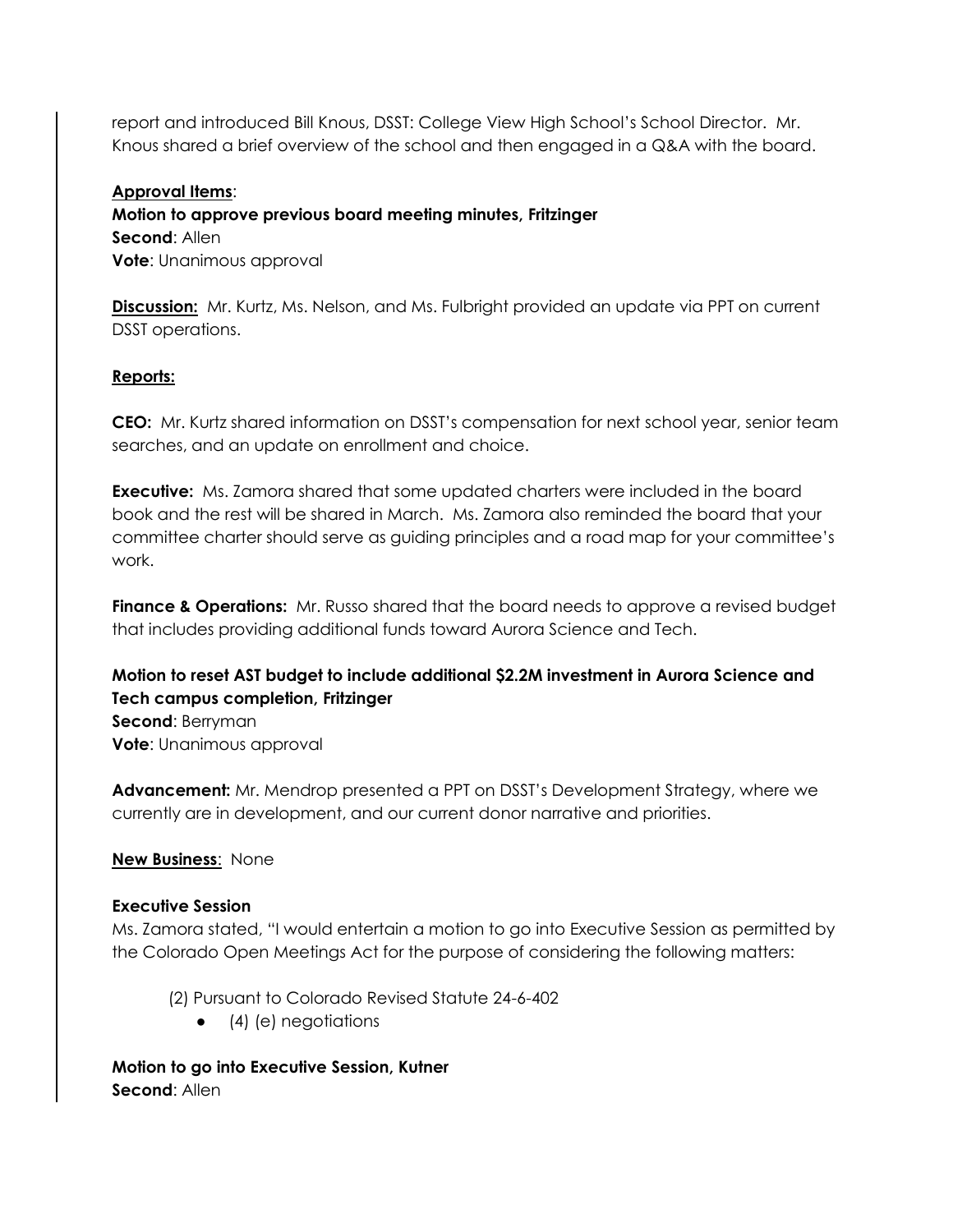report and introduced Bill Knous, DSST: College View High School's School Director. Mr. Knous shared a brief overview of the school and then engaged in a Q&A with the board.

**Approval Items**:

**Motion to approve previous board meeting minutes, Fritzinger**
**Second**: Allen
**Vote**: Unanimous approval

**Discussion:** Mr. Kurtz, Ms. Nelson, and Ms. Fulbright provided an update via PPT on current DSST operations.

**Reports:**

**CEO:** Mr. Kurtz shared information on DSST's compensation for next school year, senior team searches, and an update on enrollment and choice.

**Executive:** Ms. Zamora shared that some updated charters were included in the board book and the rest will be shared in March. Ms. Zamora also reminded the board that your committee charter should serve as guiding principles and a road map for your committee's work.

**Finance & Operations:** Mr. Russo shared that the board needs to approve a revised budget that includes providing additional funds toward Aurora Science and Tech.

**Motion to reset AST budget to include additional $2.2M investment in Aurora Science and Tech campus completion, Fritzinger**
**Second**: Berryman
**Vote**: Unanimous approval

**Advancement:** Mr. Mendrop presented a PPT on DSST's Development Strategy, where we currently are in development, and our current donor narrative and priorities.

**New Business**: None

**Executive Session**

Ms. Zamora stated, "I would entertain a motion to go into Executive Session as permitted by the Colorado Open Meetings Act for the purpose of considering the following matters:

(2) Pursuant to Colorado Revised Statute 24-6-402

- (4) (e) negotiations

**Motion to go into Executive Session, Kutner**
**Second**: Allen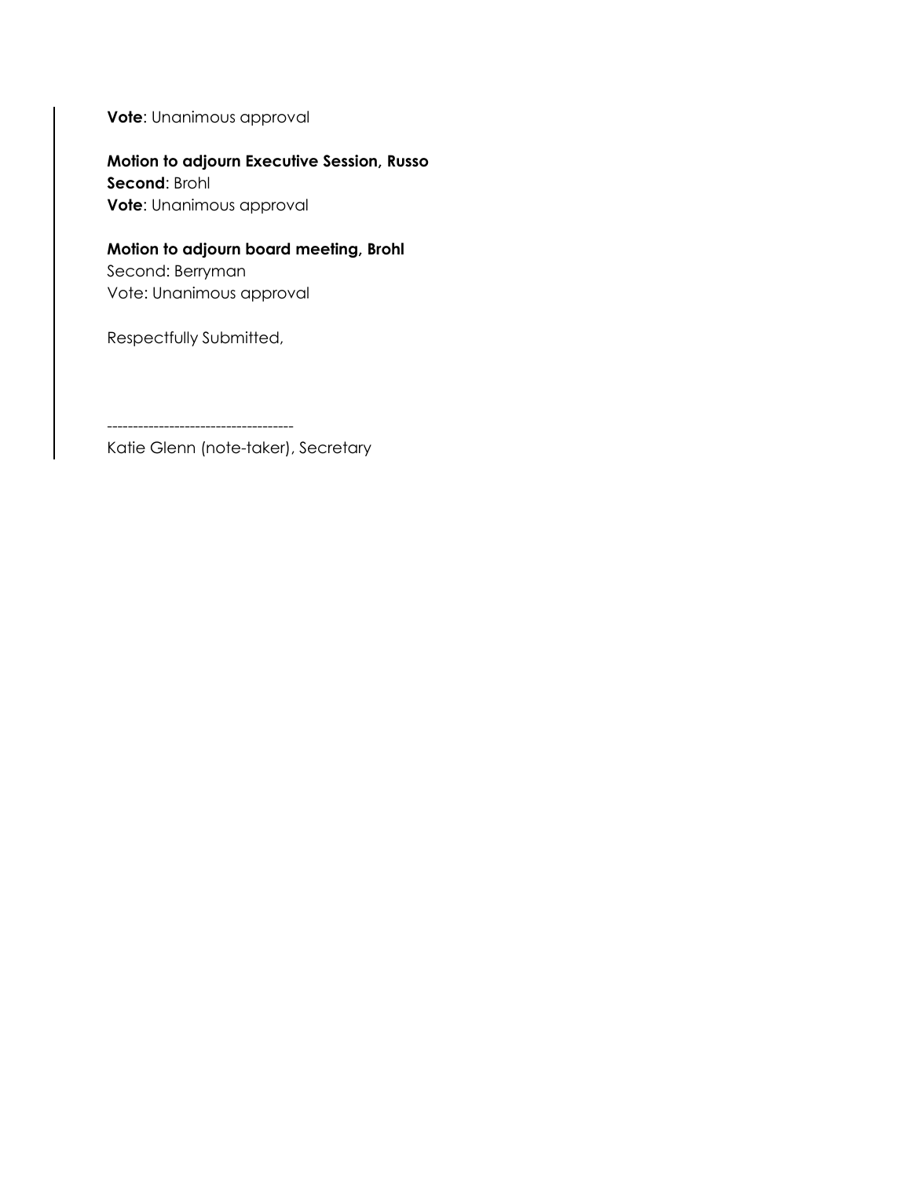**Vote**: Unanimous approval

**Motion to adjourn Executive Session, Russo**
**Second**: Brohl
**Vote**: Unanimous approval

**Motion to adjourn board meeting, Brohl**
Second: Berryman
Vote: Unanimous approval

Respectfully Submitted,

------------------------------------
Katie Glenn (note-taker), Secretary